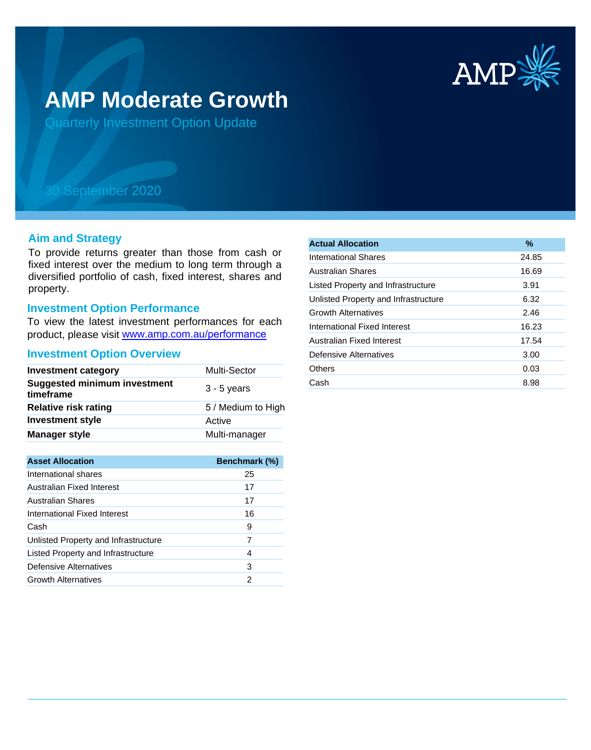# AMP Moderate Growth

## Quarterly Investment Option Update

30 September 2020

### Aim and Strategy

To provide returns greater than those from cash or fixed interest over the medium to long term through a diversified portfolio of cash, fixed interest, shares and property.

### Investment Option Performance

To view the latest investment performances for each product, please visit www.amp.com.au/performance

### Investment Option Overview

| Investment category | Multi-Sector |
|---|---|
| **Suggested minimum investment timeframe** | 3 - 5 years |
| **Relative risk rating** | 5 / Medium to High |
| **Investment style** | Active |
| **Manager style** | Multi-manager |

| Asset Allocation | Benchmark (%) |
|---|---|
| International shares | 25 |
| Australian Fixed Interest | 17 |
| Australian Shares | 17 |
| International Fixed Interest | 16 |
| Cash | 9 |
| Unlisted Property and Infrastructure | 7 |
| Listed Property and Infrastructure | 4 |
| Defensive Alternatives | 3 |
| Growth Alternatives | 2 |

| Actual Allocation | % |
|---|---|
| International Shares | 24.85 |
| Australian Shares | 16.69 |
| Listed Property and Infrastructure | 3.91 |
| Unlisted Property and Infrastructure | 6.32 |
| Growth Alternatives | 2.46 |
| International Fixed Interest | 16.23 |
| Australian Fixed Interest | 17.54 |
| Defensive Alternatives | 3.00 |
| Others | 0.03 |
| Cash | 8.98 |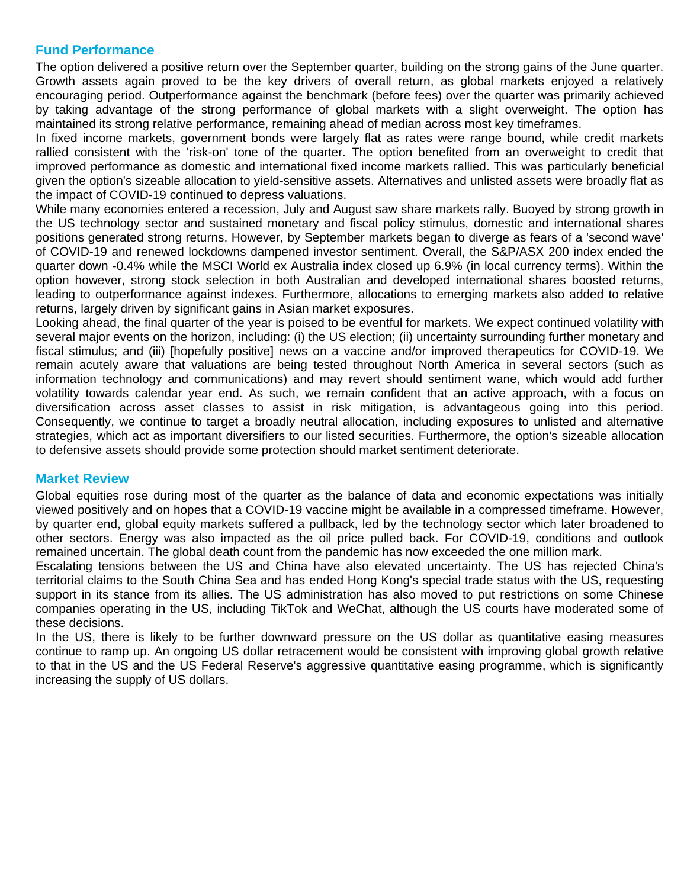## Fund Performance

The option delivered a positive return over the September quarter, building on the strong gains of the June quarter. Growth assets again proved to be the key drivers of overall return, as global markets enjoyed a relatively encouraging period. Outperformance against the benchmark (before fees) over the quarter was primarily achieved by taking advantage of the strong performance of global markets with a slight overweight. The option has maintained its strong relative performance, remaining ahead of median across most key timeframes.

In fixed income markets, government bonds were largely flat as rates were range bound, while credit markets rallied consistent with the 'risk-on' tone of the quarter. The option benefited from an overweight to credit that improved performance as domestic and international fixed income markets rallied. This was particularly beneficial given the option's sizeable allocation to yield-sensitive assets. Alternatives and unlisted assets were broadly flat as the impact of COVID-19 continued to depress valuations.

While many economies entered a recession, July and August saw share markets rally. Buoyed by strong growth in the US technology sector and sustained monetary and fiscal policy stimulus, domestic and international shares positions generated strong returns. However, by September markets began to diverge as fears of a 'second wave' of COVID-19 and renewed lockdowns dampened investor sentiment. Overall, the S&P/ASX 200 index ended the quarter down -0.4% while the MSCI World ex Australia index closed up 6.9% (in local currency terms). Within the option however, strong stock selection in both Australian and developed international shares boosted returns, leading to outperformance against indexes. Furthermore, allocations to emerging markets also added to relative returns, largely driven by significant gains in Asian market exposures.

Looking ahead, the final quarter of the year is poised to be eventful for markets. We expect continued volatility with several major events on the horizon, including: (i) the US election; (ii) uncertainty surrounding further monetary and fiscal stimulus; and (iii) [hopefully positive] news on a vaccine and/or improved therapeutics for COVID-19. We remain acutely aware that valuations are being tested throughout North America in several sectors (such as information technology and communications) and may revert should sentiment wane, which would add further volatility towards calendar year end. As such, we remain confident that an active approach, with a focus on diversification across asset classes to assist in risk mitigation, is advantageous going into this period. Consequently, we continue to target a broadly neutral allocation, including exposures to unlisted and alternative strategies, which act as important diversifiers to our listed securities. Furthermore, the option's sizeable allocation to defensive assets should provide some protection should market sentiment deteriorate.

## Market Review

Global equities rose during most of the quarter as the balance of data and economic expectations was initially viewed positively and on hopes that a COVID-19 vaccine might be available in a compressed timeframe. However, by quarter end, global equity markets suffered a pullback, led by the technology sector which later broadened to other sectors. Energy was also impacted as the oil price pulled back. For COVID-19, conditions and outlook remained uncertain. The global death count from the pandemic has now exceeded the one million mark.

Escalating tensions between the US and China have also elevated uncertainty. The US has rejected China's territorial claims to the South China Sea and has ended Hong Kong's special trade status with the US, requesting support in its stance from its allies. The US administration has also moved to put restrictions on some Chinese companies operating in the US, including TikTok and WeChat, although the US courts have moderated some of these decisions.

In the US, there is likely to be further downward pressure on the US dollar as quantitative easing measures continue to ramp up. An ongoing US dollar retracement would be consistent with improving global growth relative to that in the US and the US Federal Reserve's aggressive quantitative easing programme, which is significantly increasing the supply of US dollars.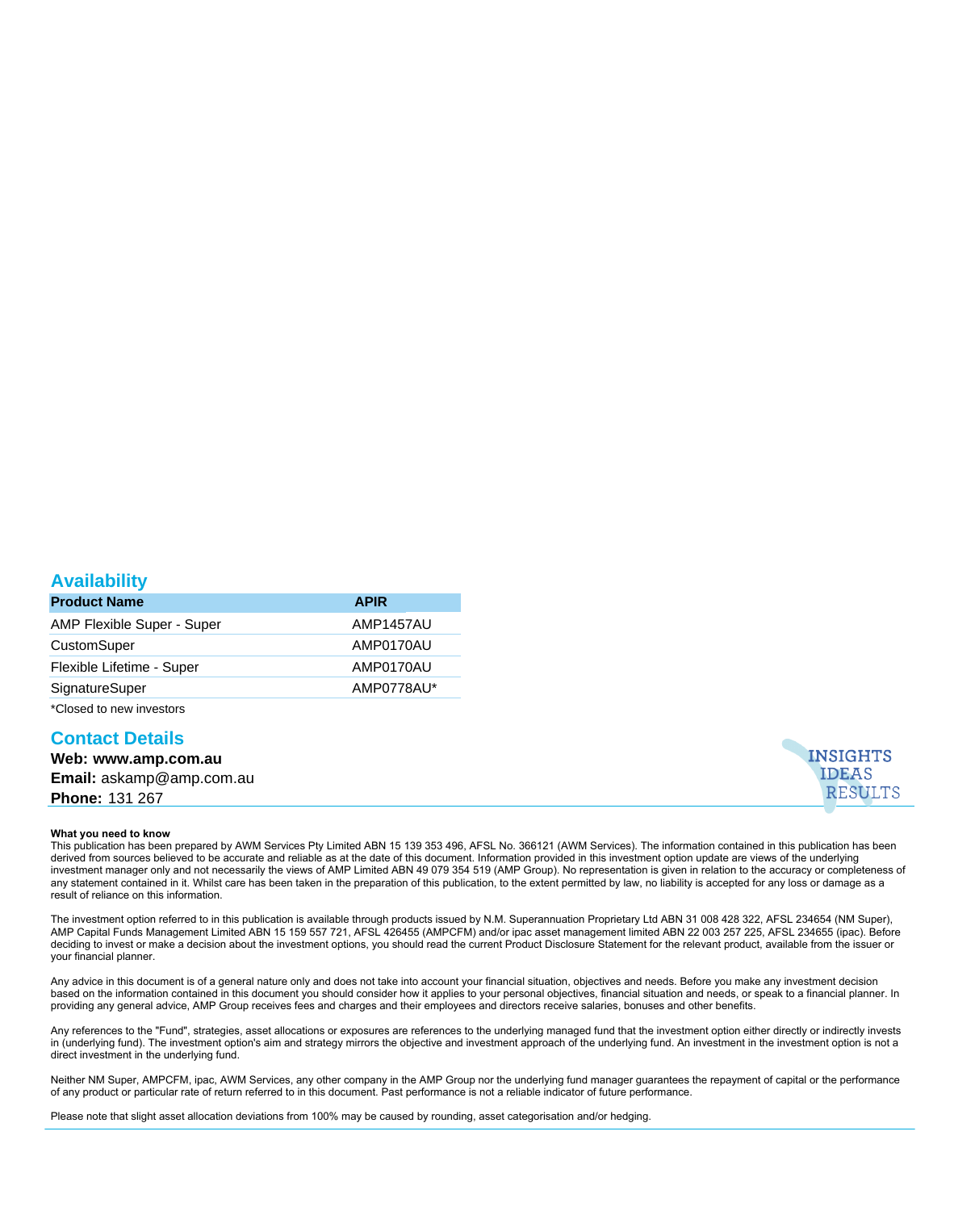## Availability

| Product Name | APIR |
|---|---|
| AMP Flexible Super - Super | AMP1457AU |
| CustomSuper | AMP0170AU |
| Flexible Lifetime - Super | AMP0170AU |
| SignatureSuper | AMP0778AU* |

*Closed to new investors

## Contact Details

**Web: www.amp.com.au**
**Email:** askamp@amp.com.au
**Phone:** 131 267

INSIGHTS
IDEAS
RESULTS

**What you need to know**

This publication has been prepared by AWM Services Pty Limited ABN 15 139 353 496, AFSL No. 366121 (AWM Services). The information contained in this publication has been derived from sources believed to be accurate and reliable as at the date of this document. Information provided in this investment option update are views of the underlying investment manager only and not necessarily the views of AMP Limited ABN 49 079 354 519 (AMP Group). No representation is given in relation to the accuracy or completeness of any statement contained in it. Whilst care has been taken in the preparation of this publication, to the extent permitted by law, no liability is accepted for any loss or damage as a result of reliance on this information.

The investment option referred to in this publication is available through products issued by N.M. Superannuation Proprietary Ltd ABN 31 008 428 322, AFSL 234654 (NM Super), AMP Capital Funds Management Limited ABN 15 159 557 721, AFSL 426455 (AMPCFM) and/or ipac asset management limited ABN 22 003 257 225, AFSL 234655 (ipac). Before deciding to invest or make a decision about the investment options, you should read the current Product Disclosure Statement for the relevant product, available from the issuer or your financial planner.

Any advice in this document is of a general nature only and does not take into account your financial situation, objectives and needs. Before you make any investment decision based on the information contained in this document you should consider how it applies to your personal objectives, financial situation and needs, or speak to a financial planner. In providing any general advice, AMP Group receives fees and charges and their employees and directors receive salaries, bonuses and other benefits.

Any references to the "Fund", strategies, asset allocations or exposures are references to the underlying managed fund that the investment option either directly or indirectly invests in (underlying fund). The investment option's aim and strategy mirrors the objective and investment approach of the underlying fund. An investment in the investment option is not a direct investment in the underlying fund.

Neither NM Super, AMPCFM, ipac, AWM Services, any other company in the AMP Group nor the underlying fund manager guarantees the repayment of capital or the performance of any product or particular rate of return referred to in this document. Past performance is not a reliable indicator of future performance.

Please note that slight asset allocation deviations from 100% may be caused by rounding, asset categorisation and/or hedging.